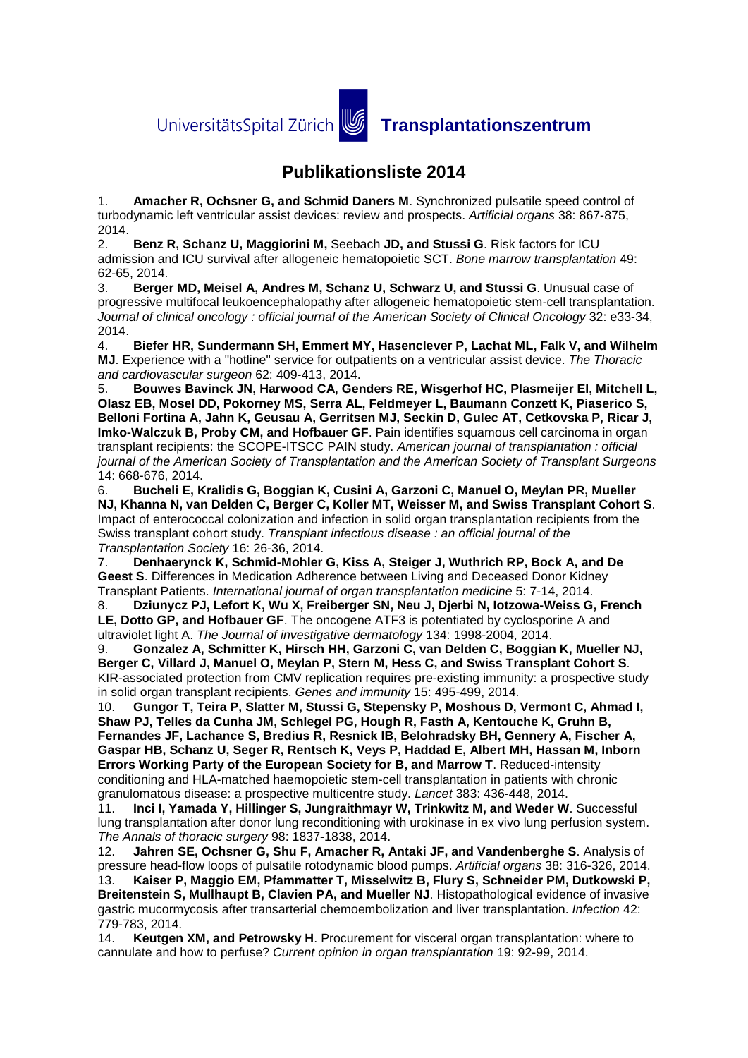UniversitätsSpital Zürich **Transplantationszentrum**

# Publikationsliste 2014

1. **Amacher R, Ochsner G, and Schmid Daners M**. Synchronized pulsatile speed control of turbodynamic left ventricular assist devices: review and prospects. *Artificial organs* 38: 867-875, 2014.
2. **Benz R, Schanz U, Maggiorini M,** Seebach **JD, and Stussi G**. Risk factors for ICU admission and ICU survival after allogeneic hematopoietic SCT. *Bone marrow transplantation* 49: 62-65, 2014.
3. **Berger MD, Meisel A, Andres M, Schanz U, Schwarz U, and Stussi G**. Unusual case of progressive multifocal leukoencephalopathy after allogeneic hematopoietic stem-cell transplantation. *Journal of clinical oncology : official journal of the American Society of Clinical Oncology* 32: e33-34, 2014.
4. **Biefer HR, Sundermann SH, Emmert MY, Hasenclever P, Lachat ML, Falk V, and Wilhelm MJ**. Experience with a "hotline" service for outpatients on a ventricular assist device. *The Thoracic and cardiovascular surgeon* 62: 409-413, 2014.
5. **Bouwes Bavinck JN, Harwood CA, Genders RE, Wisgerhof HC, Plasmeijer EI, Mitchell L, Olasz EB, Mosel DD, Pokorney MS, Serra AL, Feldmeyer L, Baumann Conzett K, Piaserico S, Belloni Fortina A, Jahn K, Geusau A, Gerritsen MJ, Seckin D, Gulec AT, Cetkovska P, Ricar J, Imko-Walczuk B, Proby CM, and Hofbauer GF**. Pain identifies squamous cell carcinoma in organ transplant recipients: the SCOPE-ITSCC PAIN study. *American journal of transplantation : official journal of the American Society of Transplantation and the American Society of Transplant Surgeons* 14: 668-676, 2014.
6. **Bucheli E, Kralidis G, Boggian K, Cusini A, Garzoni C, Manuel O, Meylan PR, Mueller NJ, Khanna N, van Delden C, Berger C, Koller MT, Weisser M, and Swiss Transplant Cohort S**. Impact of enterococcal colonization and infection in solid organ transplantation recipients from the Swiss transplant cohort study. *Transplant infectious disease : an official journal of the Transplantation Society* 16: 26-36, 2014.
7. **Denhaerynck K, Schmid-Mohler G, Kiss A, Steiger J, Wuthrich RP, Bock A, and De Geest S**. Differences in Medication Adherence between Living and Deceased Donor Kidney Transplant Patients. *International journal of organ transplantation medicine* 5: 7-14, 2014.
8. **Dziunycz PJ, Lefort K, Wu X, Freiberger SN, Neu J, Djerbi N, Iotzowa-Weiss G, French LE, Dotto GP, and Hofbauer GF**. The oncogene ATF3 is potentiated by cyclosporine A and ultraviolet light A. *The Journal of investigative dermatology* 134: 1998-2004, 2014.
9. **Gonzalez A, Schmitter K, Hirsch HH, Garzoni C, van Delden C, Boggian K, Mueller NJ, Berger C, Villard J, Manuel O, Meylan P, Stern M, Hess C, and Swiss Transplant Cohort S**. KIR-associated protection from CMV replication requires pre-existing immunity: a prospective study in solid organ transplant recipients. *Genes and immunity* 15: 495-499, 2014.
10. **Gungor T, Teira P, Slatter M, Stussi G, Stepensky P, Moshous D, Vermont C, Ahmad I, Shaw PJ, Telles da Cunha JM, Schlegel PG, Hough R, Fasth A, Kentouche K, Gruhn B, Fernandes JF, Lachance S, Bredius R, Resnick IB, Belohradsky BH, Gennery A, Fischer A, Gaspar HB, Schanz U, Seger R, Rentsch K, Veys P, Haddad E, Albert MH, Hassan M, Inborn Errors Working Party of the European Society for B, and Marrow T**. Reduced-intensity conditioning and HLA-matched haemopoietic stem-cell transplantation in patients with chronic granulomatous disease: a prospective multicentre study. *Lancet* 383: 436-448, 2014.
11. **Inci I, Yamada Y, Hillinger S, Jungraithmayr W, Trinkwitz M, and Weder W**. Successful lung transplantation after donor lung reconditioning with urokinase in ex vivo lung perfusion system. *The Annals of thoracic surgery* 98: 1837-1838, 2014.
12. **Jahren SE, Ochsner G, Shu F, Amacher R, Antaki JF, and Vandenberghe S**. Analysis of pressure head-flow loops of pulsatile rotodynamic blood pumps. *Artificial organs* 38: 316-326, 2014.
13. **Kaiser P, Maggio EM, Pfammatter T, Misselwitz B, Flury S, Schneider PM, Dutkowski P, Breitenstein S, Mullhaupt B, Clavien PA, and Mueller NJ**. Histopathological evidence of invasive gastric mucormycosis after transarterial chemoembolization and liver transplantation. *Infection* 42: 779-783, 2014.
14. **Keutgen XM, and Petrowsky H**. Procurement for visceral organ transplantation: where to cannulate and how to perfuse? *Current opinion in organ transplantation* 19: 92-99, 2014.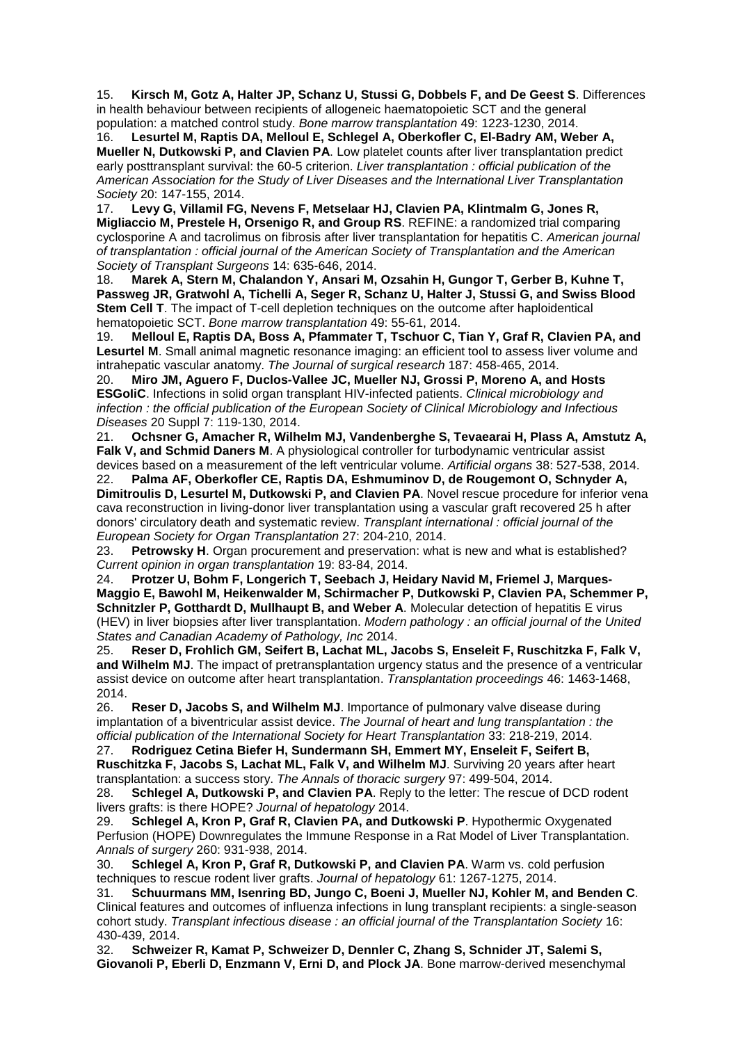15. **Kirsch M, Gotz A, Halter JP, Schanz U, Stussi G, Dobbels F, and De Geest S**. Differences in health behaviour between recipients of allogeneic haematopoietic SCT and the general population: a matched control study. *Bone marrow transplantation* 49: 1223-1230, 2014.

16. **Lesurtel M, Raptis DA, Melloul E, Schlegel A, Oberkofler C, El-Badry AM, Weber A, Mueller N, Dutkowski P, and Clavien PA**. Low platelet counts after liver transplantation predict early posttransplant survival: the 60-5 criterion. *Liver transplantation : official publication of the American Association for the Study of Liver Diseases and the International Liver Transplantation Society* 20: 147-155, 2014.

17. **Levy G, Villamil FG, Nevens F, Metselaar HJ, Clavien PA, Klintmalm G, Jones R, Migliaccio M, Prestele H, Orsenigo R, and Group RS**. REFINE: a randomized trial comparing cyclosporine A and tacrolimus on fibrosis after liver transplantation for hepatitis C. *American journal of transplantation : official journal of the American Society of Transplantation and the American Society of Transplant Surgeons* 14: 635-646, 2014.

18. **Marek A, Stern M, Chalandon Y, Ansari M, Ozsahin H, Gungor T, Gerber B, Kuhne T, Passweg JR, Gratwohl A, Tichelli A, Seger R, Schanz U, Halter J, Stussi G, and Swiss Blood Stem Cell T**. The impact of T-cell depletion techniques on the outcome after haploidentical hematopoietic SCT. *Bone marrow transplantation* 49: 55-61, 2014.

19. **Melloul E, Raptis DA, Boss A, Pfammater T, Tschuor C, Tian Y, Graf R, Clavien PA, and Lesurtel M**. Small animal magnetic resonance imaging: an efficient tool to assess liver volume and intrahepatic vascular anatomy. *The Journal of surgical research* 187: 458-465, 2014.

20. **Miro JM, Aguero F, Duclos-Vallee JC, Mueller NJ, Grossi P, Moreno A, and Hosts ESGoliC**. Infections in solid organ transplant HIV-infected patients. *Clinical microbiology and infection : the official publication of the European Society of Clinical Microbiology and Infectious Diseases* 20 Suppl 7: 119-130, 2014.

21. **Ochsner G, Amacher R, Wilhelm MJ, Vandenberghe S, Tevaearai H, Plass A, Amstutz A, Falk V, and Schmid Daners M**. A physiological controller for turbodynamic ventricular assist devices based on a measurement of the left ventricular volume. *Artificial organs* 38: 527-538, 2014.

22. **Palma AF, Oberkofler CE, Raptis DA, Eshmuminov D, de Rougemont O, Schnyder A, Dimitroulis D, Lesurtel M, Dutkowski P, and Clavien PA**. Novel rescue procedure for inferior vena cava reconstruction in living-donor liver transplantation using a vascular graft recovered 25 h after donors' circulatory death and systematic review. *Transplant international : official journal of the European Society for Organ Transplantation* 27: 204-210, 2014.

23. **Petrowsky H**. Organ procurement and preservation: what is new and what is established? *Current opinion in organ transplantation* 19: 83-84, 2014.

24. **Protzer U, Bohm F, Longerich T, Seebach J, Heidary Navid M, Friemel J, Marques-Maggio E, Bawohl M, Heikenwalder M, Schirmacher P, Dutkowski P, Clavien PA, Schemmer P, Schnitzler P, Gotthardt D, Mullhaupt B, and Weber A**. Molecular detection of hepatitis E virus (HEV) in liver biopsies after liver transplantation. *Modern pathology : an official journal of the United States and Canadian Academy of Pathology, Inc* 2014.

25. **Reser D, Frohlich GM, Seifert B, Lachat ML, Jacobs S, Enseleit F, Ruschitzka F, Falk V, and Wilhelm MJ**. The impact of pretransplantation urgency status and the presence of a ventricular assist device on outcome after heart transplantation. *Transplantation proceedings* 46: 1463-1468, 2014.

26. **Reser D, Jacobs S, and Wilhelm MJ**. Importance of pulmonary valve disease during implantation of a biventricular assist device. *The Journal of heart and lung transplantation : the official publication of the International Society for Heart Transplantation* 33: 218-219, 2014.

27. **Rodriguez Cetina Biefer H, Sundermann SH, Emmert MY, Enseleit F, Seifert B, Ruschitzka F, Jacobs S, Lachat ML, Falk V, and Wilhelm MJ**. Surviving 20 years after heart transplantation: a success story. *The Annals of thoracic surgery* 97: 499-504, 2014.

28. **Schlegel A, Dutkowski P, and Clavien PA**. Reply to the letter: The rescue of DCD rodent livers grafts: is there HOPE? *Journal of hepatology* 2014.

29. **Schlegel A, Kron P, Graf R, Clavien PA, and Dutkowski P**. Hypothermic Oxygenated Perfusion (HOPE) Downregulates the Immune Response in a Rat Model of Liver Transplantation. *Annals of surgery* 260: 931-938, 2014.

30. **Schlegel A, Kron P, Graf R, Dutkowski P, and Clavien PA**. Warm vs. cold perfusion techniques to rescue rodent liver grafts. *Journal of hepatology* 61: 1267-1275, 2014.

31. **Schuurmans MM, Isenring BD, Jungo C, Boeni J, Mueller NJ, Kohler M, and Benden C**. Clinical features and outcomes of influenza infections in lung transplant recipients: a single-season cohort study. *Transplant infectious disease : an official journal of the Transplantation Society* 16: 430-439, 2014.

32. **Schweizer R, Kamat P, Schweizer D, Dennler C, Zhang S, Schnider JT, Salemi S, Giovanoli P, Eberli D, Enzmann V, Erni D, and Plock JA**. Bone marrow-derived mesenchymal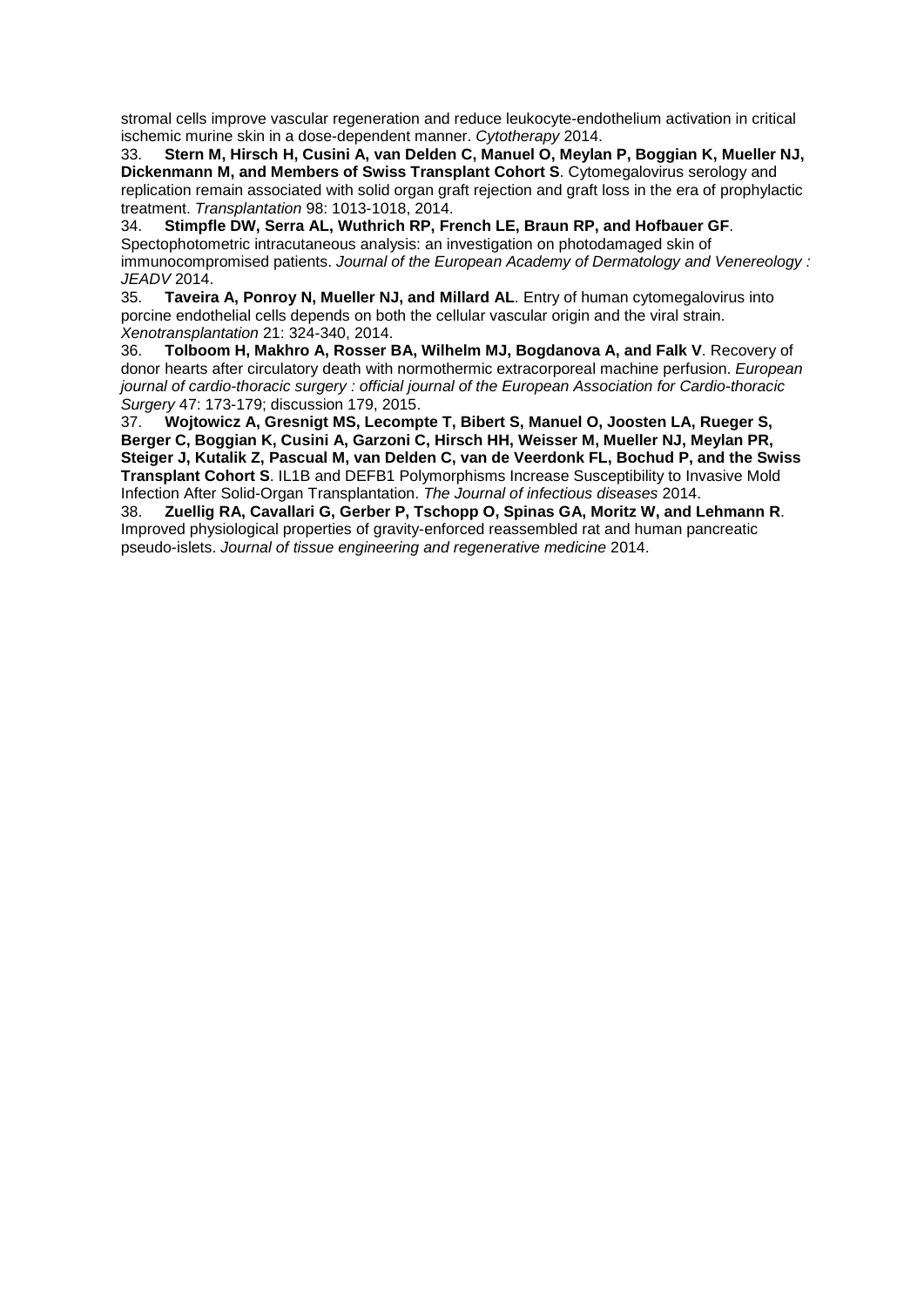stromal cells improve vascular regeneration and reduce leukocyte-endothelium activation in critical ischemic murine skin in a dose-dependent manner. *Cytotherapy* 2014.

33. **Stern M, Hirsch H, Cusini A, van Delden C, Manuel O, Meylan P, Boggian K, Mueller NJ, Dickenmann M, and Members of Swiss Transplant Cohort S**. Cytomegalovirus serology and replication remain associated with solid organ graft rejection and graft loss in the era of prophylactic treatment. *Transplantation* 98: 1013-1018, 2014.

34. **Stimpfle DW, Serra AL, Wuthrich RP, French LE, Braun RP, and Hofbauer GF**. Spectophotometric intracutaneous analysis: an investigation on photodamaged skin of immunocompromised patients. *Journal of the European Academy of Dermatology and Venereology : JEADV* 2014.

35. **Taveira A, Ponroy N, Mueller NJ, and Millard AL**. Entry of human cytomegalovirus into porcine endothelial cells depends on both the cellular vascular origin and the viral strain. *Xenotransplantation* 21: 324-340, 2014.

36. **Tolboom H, Makhro A, Rosser BA, Wilhelm MJ, Bogdanova A, and Falk V**. Recovery of donor hearts after circulatory death with normothermic extracorporeal machine perfusion. *European journal of cardio-thoracic surgery : official journal of the European Association for Cardio-thoracic Surgery* 47: 173-179; discussion 179, 2015.

37. **Wojtowicz A, Gresnigt MS, Lecompte T, Bibert S, Manuel O, Joosten LA, Rueger S, Berger C, Boggian K, Cusini A, Garzoni C, Hirsch HH, Weisser M, Mueller NJ, Meylan PR, Steiger J, Kutalik Z, Pascual M, van Delden C, van de Veerdonk FL, Bochud P, and the Swiss Transplant Cohort S**. IL1B and DEFB1 Polymorphisms Increase Susceptibility to Invasive Mold Infection After Solid-Organ Transplantation. *The Journal of infectious diseases* 2014.

38. **Zuellig RA, Cavallari G, Gerber P, Tschopp O, Spinas GA, Moritz W, and Lehmann R**. Improved physiological properties of gravity-enforced reassembled rat and human pancreatic pseudo-islets. *Journal of tissue engineering and regenerative medicine* 2014.